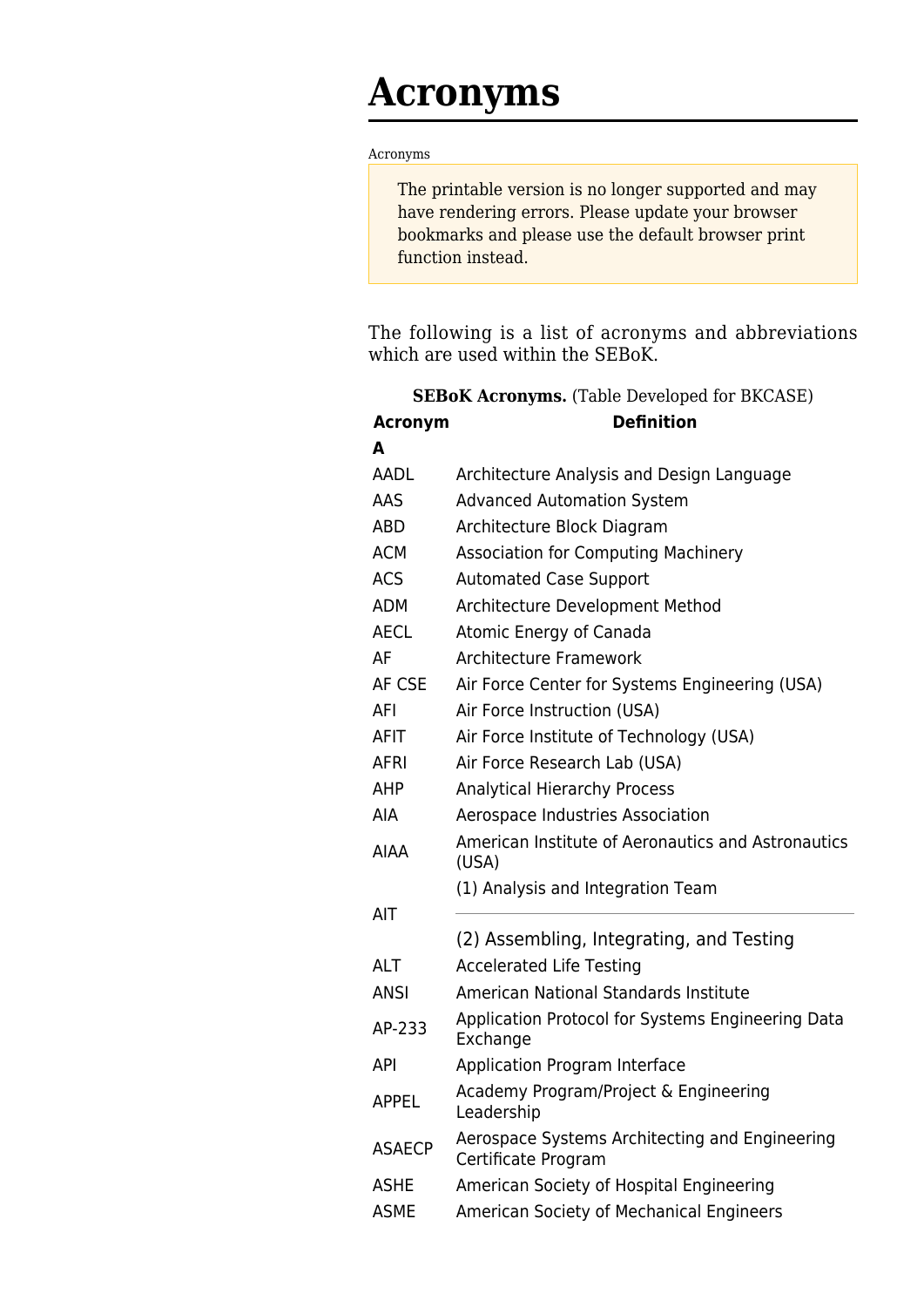# Acronyms

Acronyms

> The printable version is no longer supported and may have rendering errors. Please update your browser bookmarks and please use the default browser print function instead.

The following is a list of acronyms and abbreviations which are used within the SEBoK.

**SEBoK Acronyms.** (Table Developed for BKCASE)

| Acronym | Definition |
|---|---|
| **A** | |
| AADL | Architecture Analysis and Design Language |
| AAS | Advanced Automation System |
| ABD | Architecture Block Diagram |
| ACM | Association for Computing Machinery |
| ACS | Automated Case Support |
| ADM | Architecture Development Method |
| AECL | Atomic Energy of Canada |
| AF | Architecture Framework |
| AF CSE | Air Force Center for Systems Engineering (USA) |
| AFI | Air Force Instruction (USA) |
| AFIT | Air Force Institute of Technology (USA) |
| AFRI | Air Force Research Lab (USA) |
| AHP | Analytical Hierarchy Process |
| AIA | Aerospace Industries Association |
| AIAA | American Institute of Aeronautics and Astronautics (USA) |
| AIT | (1) Analysis and Integration Team<br>(2) Assembling, Integrating, and Testing |
| ALT | Accelerated Life Testing |
| ANSI | American National Standards Institute |
| AP-233 | Application Protocol for Systems Engineering Data Exchange |
| API | Application Program Interface |
| APPEL | Academy Program/Project & Engineering Leadership |
| ASAECP | Aerospace Systems Architecting and Engineering Certificate Program |
| ASHE | American Society of Hospital Engineering |
| ASME | American Society of Mechanical Engineers |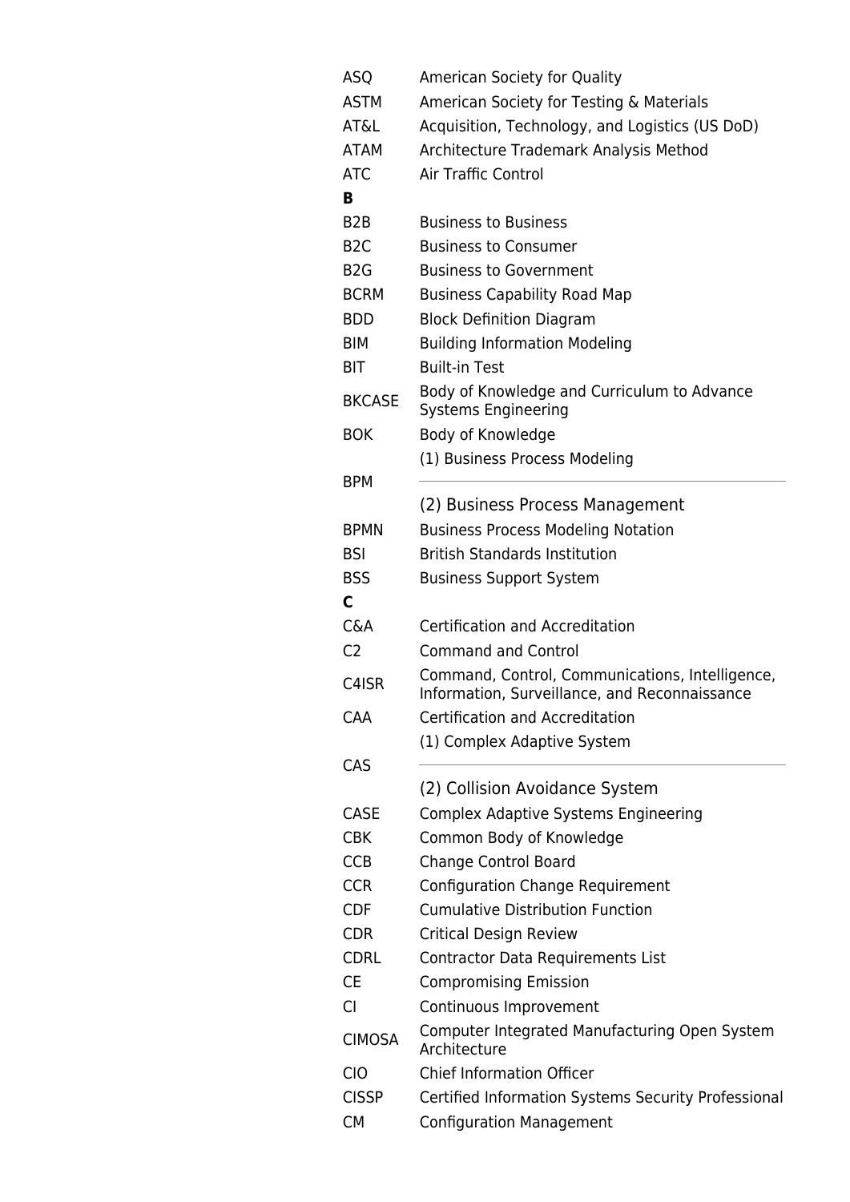| | |
|---|---|
| ASQ | American Society for Quality |
| ASTM | American Society for Testing & Materials |
| AT&L | Acquisition, Technology, and Logistics (US DoD) |
| ATAM | Architecture Trademark Analysis Method |
| ATC | Air Traffic Control |
| **B** | |
| B2B | Business to Business |
| B2C | Business to Consumer |
| B2G | Business to Government |
| BCRM | Business Capability Road Map |
| BDD | Block Definition Diagram |
| BIM | Building Information Modeling |
| BIT | Built-in Test |
| BKCASE | Body of Knowledge and Curriculum to Advance Systems Engineering |
| BOK | Body of Knowledge |
| BPM | (1) Business Process Modeling<br>(2) Business Process Management |
| BPMN | Business Process Modeling Notation |
| BSI | British Standards Institution |
| BSS | Business Support System |
| **C** | |
| C&A | Certification and Accreditation |
| C2 | Command and Control |
| C4ISR | Command, Control, Communications, Intelligence, Information, Surveillance, and Reconnaissance |
| CAA | Certification and Accreditation |
| CAS | (1) Complex Adaptive System<br>(2) Collision Avoidance System |
| CASE | Complex Adaptive Systems Engineering |
| CBK | Common Body of Knowledge |
| CCB | Change Control Board |
| CCR | Configuration Change Requirement |
| CDF | Cumulative Distribution Function |
| CDR | Critical Design Review |
| CDRL | Contractor Data Requirements List |
| CE | Compromising Emission |
| CI | Continuous Improvement |
| CIMOSA | Computer Integrated Manufacturing Open System Architecture |
| CIO | Chief Information Officer |
| CISSP | Certified Information Systems Security Professional |
| CM | Configuration Management |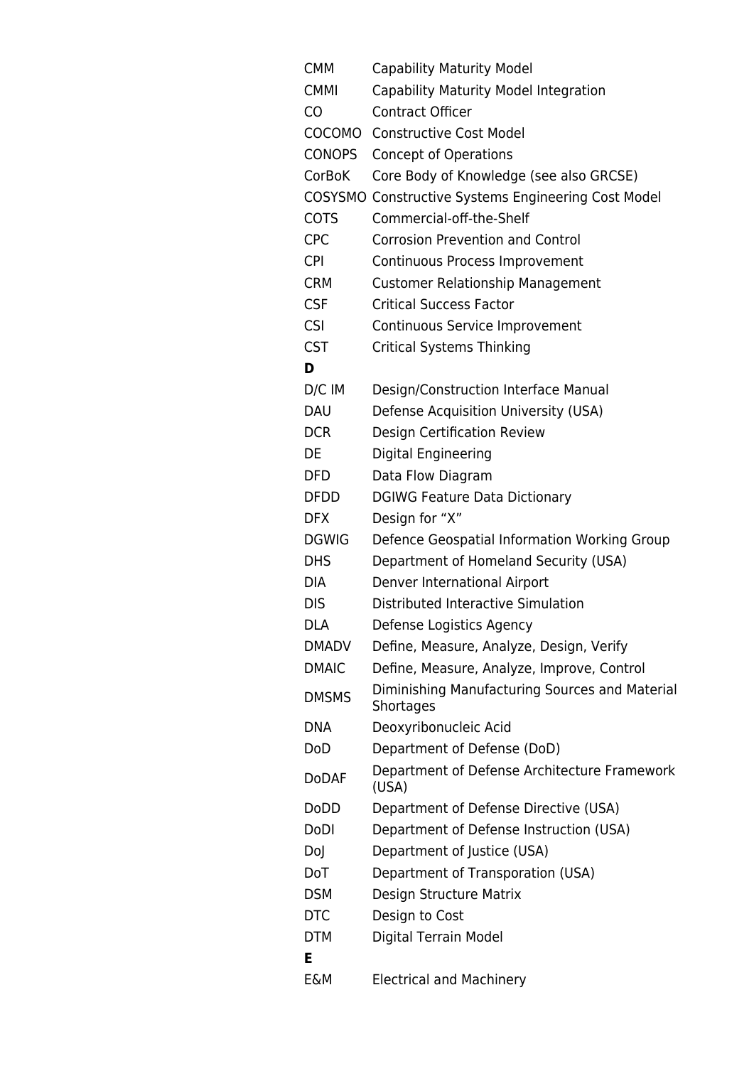| | |
|---|---|
| CMM | Capability Maturity Model |
| CMMI | Capability Maturity Model Integration |
| CO | Contract Officer |
| COCOMO | Constructive Cost Model |
| CONOPS | Concept of Operations |
| CorBoK | Core Body of Knowledge (see also GRCSE) |
| COSYSMO | Constructive Systems Engineering Cost Model |
| COTS | Commercial-off-the-Shelf |
| CPC | Corrosion Prevention and Control |
| CPI | Continuous Process Improvement |
| CRM | Customer Relationship Management |
| CSF | Critical Success Factor |
| CSI | Continuous Service Improvement |
| CST | Critical Systems Thinking |
| **D** | |
| D/C IM | Design/Construction Interface Manual |
| DAU | Defense Acquisition University (USA) |
| DCR | Design Certification Review |
| DE | Digital Engineering |
| DFD | Data Flow Diagram |
| DFDD | DGIWG Feature Data Dictionary |
| DFX | Design for "X" |
| DGWIG | Defence Geospatial Information Working Group |
| DHS | Department of Homeland Security (USA) |
| DIA | Denver International Airport |
| DIS | Distributed Interactive Simulation |
| DLA | Defense Logistics Agency |
| DMADV | Define, Measure, Analyze, Design, Verify |
| DMAIC | Define, Measure, Analyze, Improve, Control |
| DMSMS | Diminishing Manufacturing Sources and Material Shortages |
| DNA | Deoxyribonucleic Acid |
| DoD | Department of Defense (DoD) |
| DoDAF | Department of Defense Architecture Framework (USA) |
| DoDD | Department of Defense Directive (USA) |
| DoDI | Department of Defense Instruction (USA) |
| DoJ | Department of Justice (USA) |
| DoT | Department of Transporation (USA) |
| DSM | Design Structure Matrix |
| DTC | Design to Cost |
| DTM | Digital Terrain Model |
| **E** | |
| E&M | Electrical and Machinery |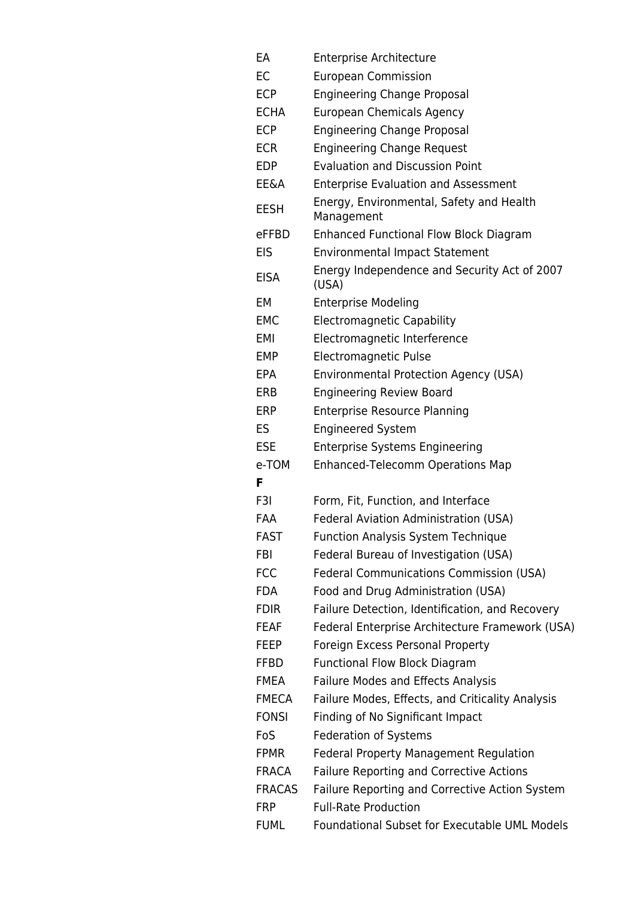| | |
|---|---|
| EA | Enterprise Architecture |
| EC | European Commission |
| ECP | Engineering Change Proposal |
| ECHA | European Chemicals Agency |
| ECP | Engineering Change Proposal |
| ECR | Engineering Change Request |
| EDP | Evaluation and Discussion Point |
| EE&A | Enterprise Evaluation and Assessment |
| EESH | Energy, Environmental, Safety and Health Management |
| eFFBD | Enhanced Functional Flow Block Diagram |
| EIS | Environmental Impact Statement |
| EISA | Energy Independence and Security Act of 2007 (USA) |
| EM | Enterprise Modeling |
| EMC | Electromagnetic Capability |
| EMI | Electromagnetic Interference |
| EMP | Electromagnetic Pulse |
| EPA | Environmental Protection Agency (USA) |
| ERB | Engineering Review Board |
| ERP | Enterprise Resource Planning |
| ES | Engineered System |
| ESE | Enterprise Systems Engineering |
| e-TOM | Enhanced-Telecomm Operations Map |
| **F** | |
| F3I | Form, Fit, Function, and Interface |
| FAA | Federal Aviation Administration (USA) |
| FAST | Function Analysis System Technique |
| FBI | Federal Bureau of Investigation (USA) |
| FCC | Federal Communications Commission (USA) |
| FDA | Food and Drug Administration (USA) |
| FDIR | Failure Detection, Identification, and Recovery |
| FEAF | Federal Enterprise Architecture Framework (USA) |
| FEEP | Foreign Excess Personal Property |
| FFBD | Functional Flow Block Diagram |
| FMEA | Failure Modes and Effects Analysis |
| FMECA | Failure Modes, Effects, and Criticality Analysis |
| FONSI | Finding of No Significant Impact |
| FoS | Federation of Systems |
| FPMR | Federal Property Management Regulation |
| FRACA | Failure Reporting and Corrective Actions |
| FRACAS | Failure Reporting and Corrective Action System |
| FRP | Full-Rate Production |
| FUML | Foundational Subset for Executable UML Models |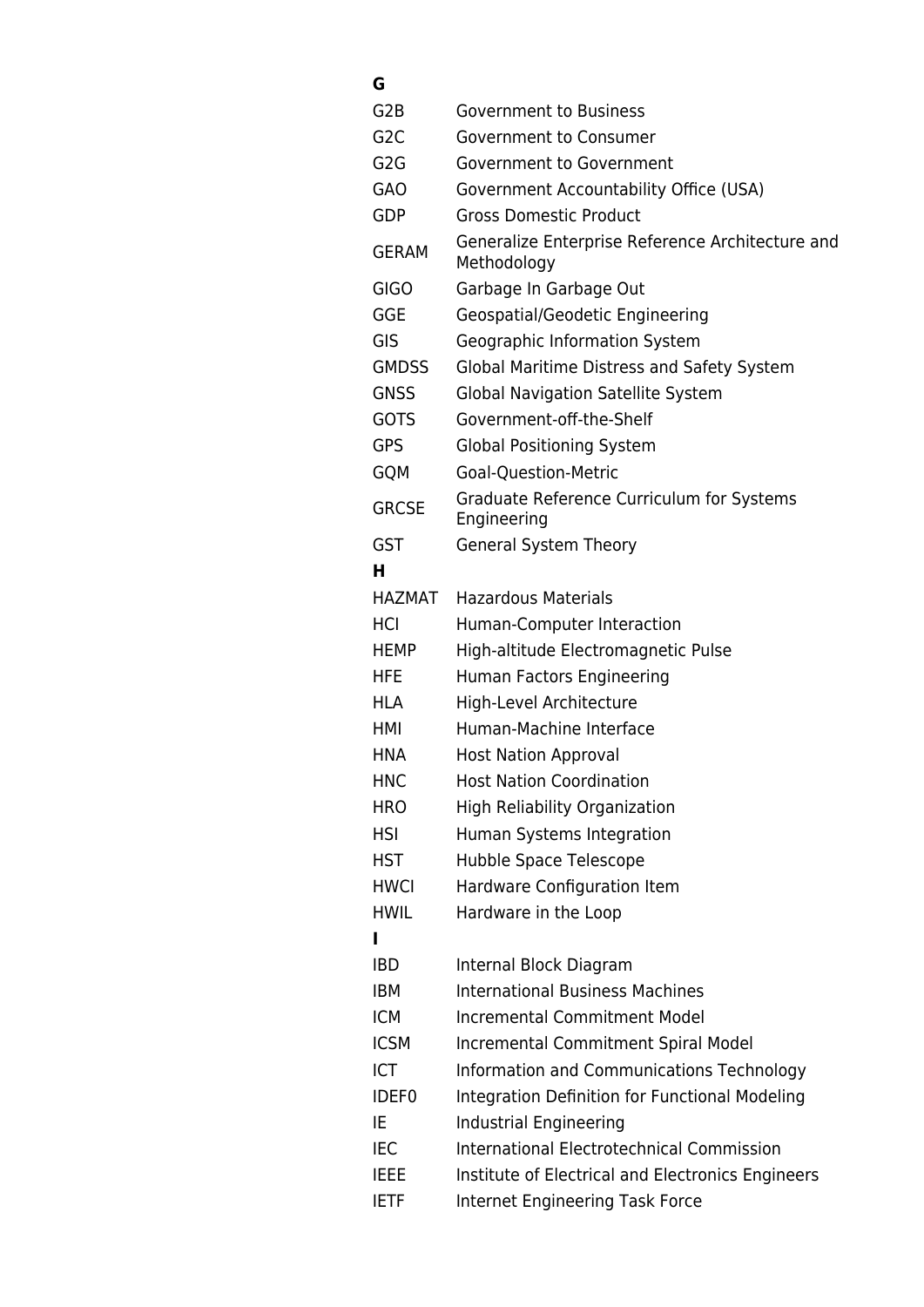**G**

| | |
|---|---|
| G2B | Government to Business |
| G2C | Government to Consumer |
| G2G | Government to Government |
| GAO | Government Accountability Office (USA) |
| GDP | Gross Domestic Product |
| GERAM | Generalize Enterprise Reference Architecture and Methodology |
| GIGO | Garbage In Garbage Out |
| GGE | Geospatial/Geodetic Engineering |
| GIS | Geographic Information System |
| GMDSS | Global Maritime Distress and Safety System |
| GNSS | Global Navigation Satellite System |
| GOTS | Government-off-the-Shelf |
| GPS | Global Positioning System |
| GQM | Goal-Question-Metric |
| GRCSE | Graduate Reference Curriculum for Systems Engineering |
| GST | General System Theory |

**H**

| | |
|---|---|
| HAZMAT | Hazardous Materials |
| HCI | Human-Computer Interaction |
| HEMP | High-altitude Electromagnetic Pulse |
| HFE | Human Factors Engineering |
| HLA | High-Level Architecture |
| HMI | Human-Machine Interface |
| HNA | Host Nation Approval |
| HNC | Host Nation Coordination |
| HRO | High Reliability Organization |
| HSI | Human Systems Integration |
| HST | Hubble Space Telescope |
| HWCI | Hardware Configuration Item |
| HWIL | Hardware in the Loop |

**I**

| | |
|---|---|
| IBD | Internal Block Diagram |
| IBM | International Business Machines |
| ICM | Incremental Commitment Model |
| ICSM | Incremental Commitment Spiral Model |
| ICT | Information and Communications Technology |
| IDEF0 | Integration Definition for Functional Modeling |
| IE | Industrial Engineering |
| IEC | International Electrotechnical Commission |
| IEEE | Institute of Electrical and Electronics Engineers |
| IETF | Internet Engineering Task Force |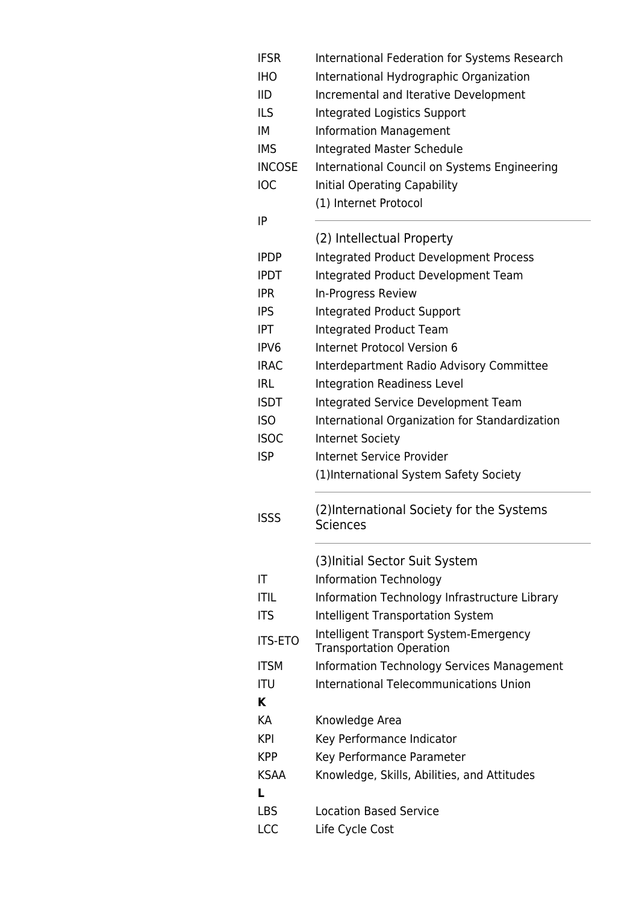| | |
|---|---|
| IFSR | International Federation for Systems Research |
| IHO | International Hydrographic Organization |
| IID | Incremental and Iterative Development |
| ILS | Integrated Logistics Support |
| IM | Information Management |
| IMS | Integrated Master Schedule |
| INCOSE | International Council on Systems Engineering |
| IOC | Initial Operating Capability |
| IP | (1) Internet Protocol<br>(2) Intellectual Property |
| IPDP | Integrated Product Development Process |
| IPDT | Integrated Product Development Team |
| IPR | In-Progress Review |
| IPS | Integrated Product Support |
| IPT | Integrated Product Team |
| IPV6 | Internet Protocol Version 6 |
| IRAC | Interdepartment Radio Advisory Committee |
| IRL | Integration Readiness Level |
| ISDT | Integrated Service Development Team |
| ISO | International Organization for Standardization |
| ISOC | Internet Society |
| ISP | Internet Service Provider |
| ISSS | (1)International System Safety Society<br>(2)International Society for the Systems Sciences<br>(3)Initial Sector Suit System |
| IT | Information Technology |
| ITIL | Information Technology Infrastructure Library |
| ITS | Intelligent Transportation System |
| ITS-ETO | Intelligent Transport System-Emergency Transportation Operation |
| ITSM | Information Technology Services Management |
| ITU | International Telecommunications Union |
| **K** | |
| KA | Knowledge Area |
| KPI | Key Performance Indicator |
| KPP | Key Performance Parameter |
| KSAA | Knowledge, Skills, Abilities, and Attitudes |
| **L** | |
| LBS | Location Based Service |
| LCC | Life Cycle Cost |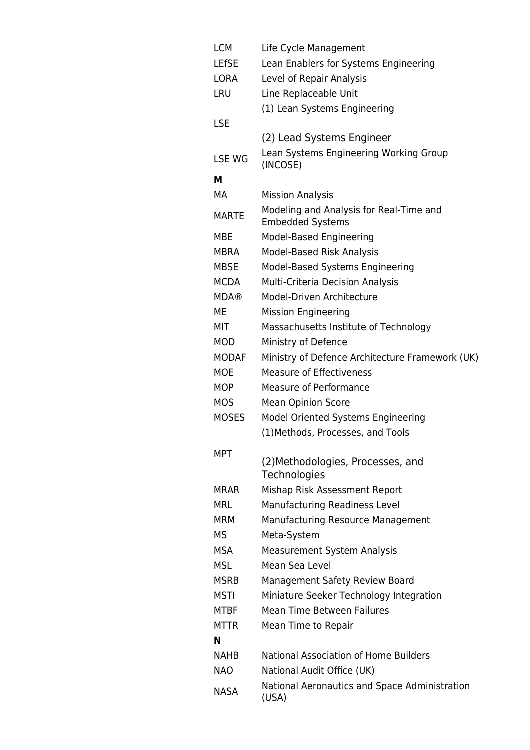| | |
|---|---|
| LCM | Life Cycle Management |
| LEfSE | Lean Enablers for Systems Engineering |
| LORA | Level of Repair Analysis |
| LRU | Line Replaceable Unit |
| LSE | (1) Lean Systems Engineering<br>(2) Lead Systems Engineer |
| LSE WG | Lean Systems Engineering Working Group (INCOSE) |
| **M** | |
| MA | Mission Analysis |
| MARTE | Modeling and Analysis for Real-Time and Embedded Systems |
| MBE | Model-Based Engineering |
| MBRA | Model-Based Risk Analysis |
| MBSE | Model-Based Systems Engineering |
| MCDA | Multi-Criteria Decision Analysis |
| MDA® | Model-Driven Architecture |
| ME | Mission Engineering |
| MIT | Massachusetts Institute of Technology |
| MOD | Ministry of Defence |
| MODAF | Ministry of Defence Architecture Framework (UK) |
| MOE | Measure of Effectiveness |
| MOP | Measure of Performance |
| MOS | Mean Opinion Score |
| MOSES | Model Oriented Systems Engineering |
| MPT | (1)Methods, Processes, and Tools<br>(2)Methodologies, Processes, and Technologies |
| MRAR | Mishap Risk Assessment Report |
| MRL | Manufacturing Readiness Level |
| MRM | Manufacturing Resource Management |
| MS | Meta-System |
| MSA | Measurement System Analysis |
| MSL | Mean Sea Level |
| MSRB | Management Safety Review Board |
| MSTI | Miniature Seeker Technology Integration |
| MTBF | Mean Time Between Failures |
| MTTR | Mean Time to Repair |
| **N** | |
| NAHB | National Association of Home Builders |
| NAO | National Audit Office (UK) |
| NASA | National Aeronautics and Space Administration (USA) |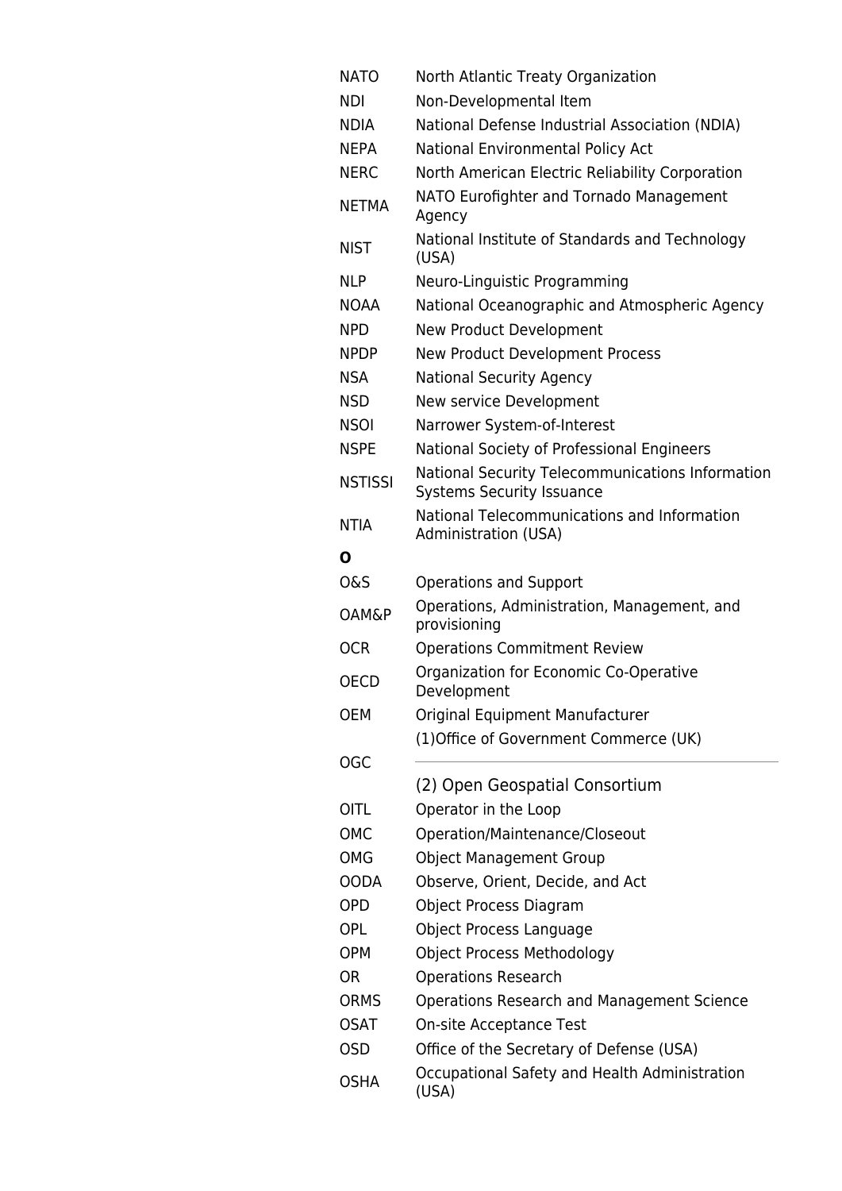| | |
|---|---|
| NATO | North Atlantic Treaty Organization |
| NDI | Non-Developmental Item |
| NDIA | National Defense Industrial Association (NDIA) |
| NEPA | National Environmental Policy Act |
| NERC | North American Electric Reliability Corporation |
| NETMA | NATO Eurofighter and Tornado Management Agency |
| NIST | National Institute of Standards and Technology (USA) |
| NLP | Neuro-Linguistic Programming |
| NOAA | National Oceanographic and Atmospheric Agency |
| NPD | New Product Development |
| NPDP | New Product Development Process |
| NSA | National Security Agency |
| NSD | New service Development |
| NSOI | Narrower System-of-Interest |
| NSPE | National Society of Professional Engineers |
| NSTISSI | National Security Telecommunications Information Systems Security Issuance |
| NTIA | National Telecommunications and Information Administration (USA) |
| **O** | |
| O&S | Operations and Support |
| OAM&P | Operations, Administration, Management, and provisioning |
| OCR | Operations Commitment Review |
| OECD | Organization for Economic Co-Operative Development |
| OEM | Original Equipment Manufacturer |
| OGC | (1)Office of Government Commerce (UK)<br>(2) Open Geospatial Consortium |
| OITL | Operator in the Loop |
| OMC | Operation/Maintenance/Closeout |
| OMG | Object Management Group |
| OODA | Observe, Orient, Decide, and Act |
| OPD | Object Process Diagram |
| OPL | Object Process Language |
| OPM | Object Process Methodology |
| OR | Operations Research |
| ORMS | Operations Research and Management Science |
| OSAT | On-site Acceptance Test |
| OSD | Office of the Secretary of Defense (USA) |
| OSHA | Occupational Safety and Health Administration (USA) |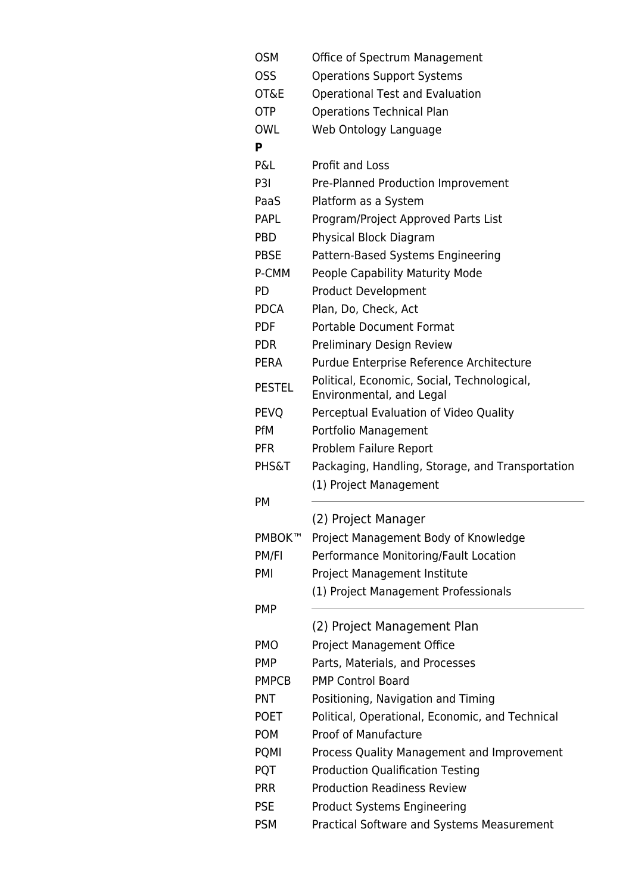| | |
|---|---|
| OSM | Office of Spectrum Management |
| OSS | Operations Support Systems |
| OT&E | Operational Test and Evaluation |
| OTP | Operations Technical Plan |
| OWL | Web Ontology Language |
| **P** | |
| P&L | Profit and Loss |
| P3I | Pre-Planned Production Improvement |
| PaaS | Platform as a System |
| PAPL | Program/Project Approved Parts List |
| PBD | Physical Block Diagram |
| PBSE | Pattern-Based Systems Engineering |
| P-CMM | People Capability Maturity Mode |
| PD | Product Development |
| PDCA | Plan, Do, Check, Act |
| PDF | Portable Document Format |
| PDR | Preliminary Design Review |
| PERA | Purdue Enterprise Reference Architecture |
| PESTEL | Political, Economic, Social, Technological, Environmental, and Legal |
| PEVQ | Perceptual Evaluation of Video Quality |
| PfM | Portfolio Management |
| PFR | Problem Failure Report |
| PHS&T | Packaging, Handling, Storage, and Transportation |
| PM | (1) Project Management<br>(2) Project Manager |
| PMBOK™ | Project Management Body of Knowledge |
| PM/FI | Performance Monitoring/Fault Location |
| PMI | Project Management Institute |
| PMP | (1) Project Management Professionals<br>(2) Project Management Plan |
| PMO | Project Management Office |
| PMP | Parts, Materials, and Processes |
| PMPCB | PMP Control Board |
| PNT | Positioning, Navigation and Timing |
| POET | Political, Operational, Economic, and Technical |
| POM | Proof of Manufacture |
| PQMI | Process Quality Management and Improvement |
| PQT | Production Qualification Testing |
| PRR | Production Readiness Review |
| PSE | Product Systems Engineering |
| PSM | Practical Software and Systems Measurement |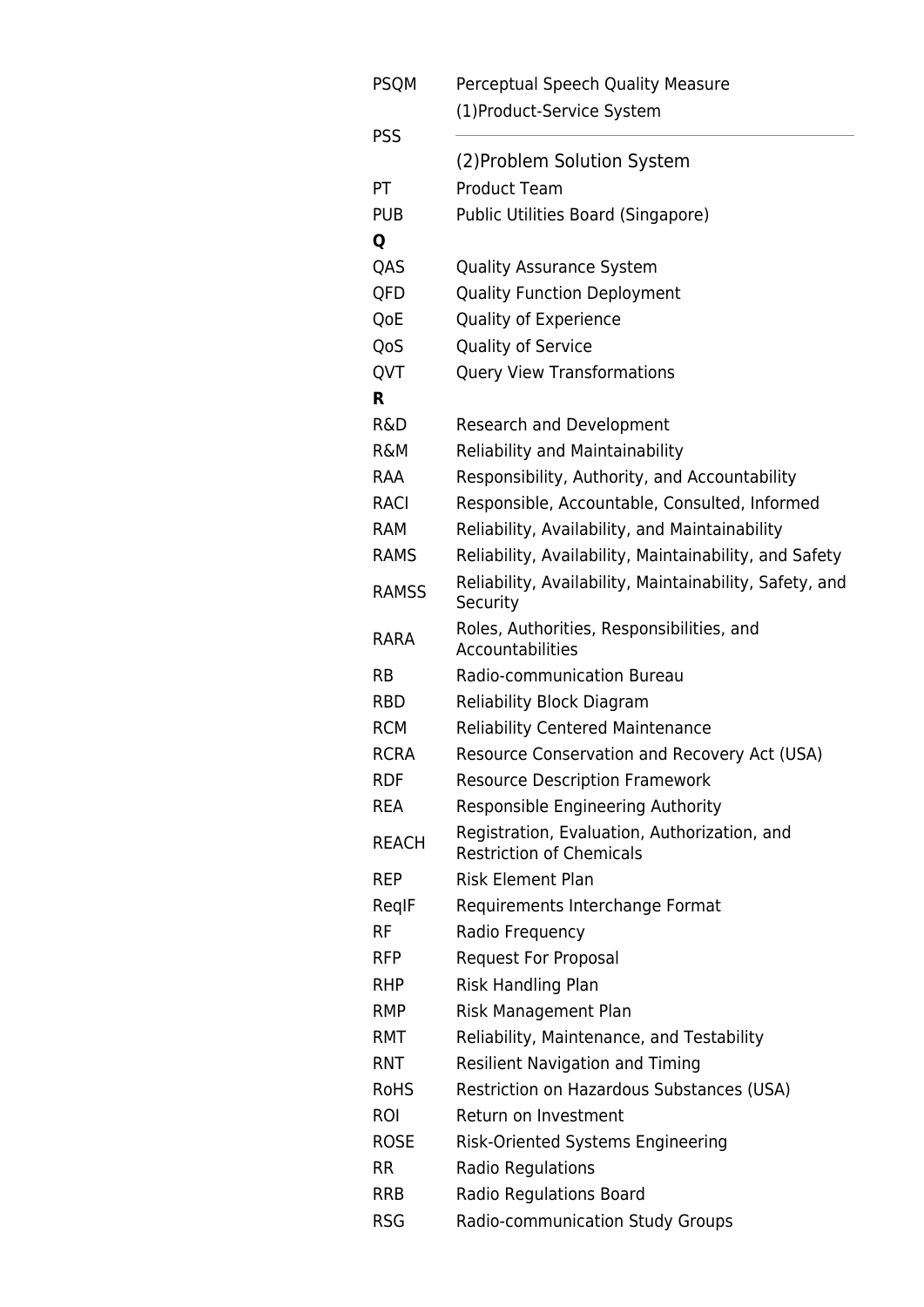| | |
|---|---|
| PSQM | Perceptual Speech Quality Measure |
| PSS | (1)Product-Service System<br>(2)Problem Solution System |
| PT | Product Team |
| PUB | Public Utilities Board (Singapore) |
| **Q** | |
| QAS | Quality Assurance System |
| QFD | Quality Function Deployment |
| QoE | Quality of Experience |
| QoS | Quality of Service |
| QVT | Query View Transformations |
| **R** | |
| R&D | Research and Development |
| R&M | Reliability and Maintainability |
| RAA | Responsibility, Authority, and Accountability |
| RACI | Responsible, Accountable, Consulted, Informed |
| RAM | Reliability, Availability, and Maintainability |
| RAMS | Reliability, Availability, Maintainability, and Safety |
| RAMSS | Reliability, Availability, Maintainability, Safety, and Security |
| RARA | Roles, Authorities, Responsibilities, and Accountabilities |
| RB | Radio-communication Bureau |
| RBD | Reliability Block Diagram |
| RCM | Reliability Centered Maintenance |
| RCRA | Resource Conservation and Recovery Act (USA) |
| RDF | Resource Description Framework |
| REA | Responsible Engineering Authority |
| REACH | Registration, Evaluation, Authorization, and Restriction of Chemicals |
| REP | Risk Element Plan |
| ReqIF | Requirements Interchange Format |
| RF | Radio Frequency |
| RFP | Request For Proposal |
| RHP | Risk Handling Plan |
| RMP | Risk Management Plan |
| RMT | Reliability, Maintenance, and Testability |
| RNT | Resilient Navigation and Timing |
| RoHS | Restriction on Hazardous Substances (USA) |
| ROI | Return on Investment |
| ROSE | Risk-Oriented Systems Engineering |
| RR | Radio Regulations |
| RRB | Radio Regulations Board |
| RSG | Radio-communication Study Groups |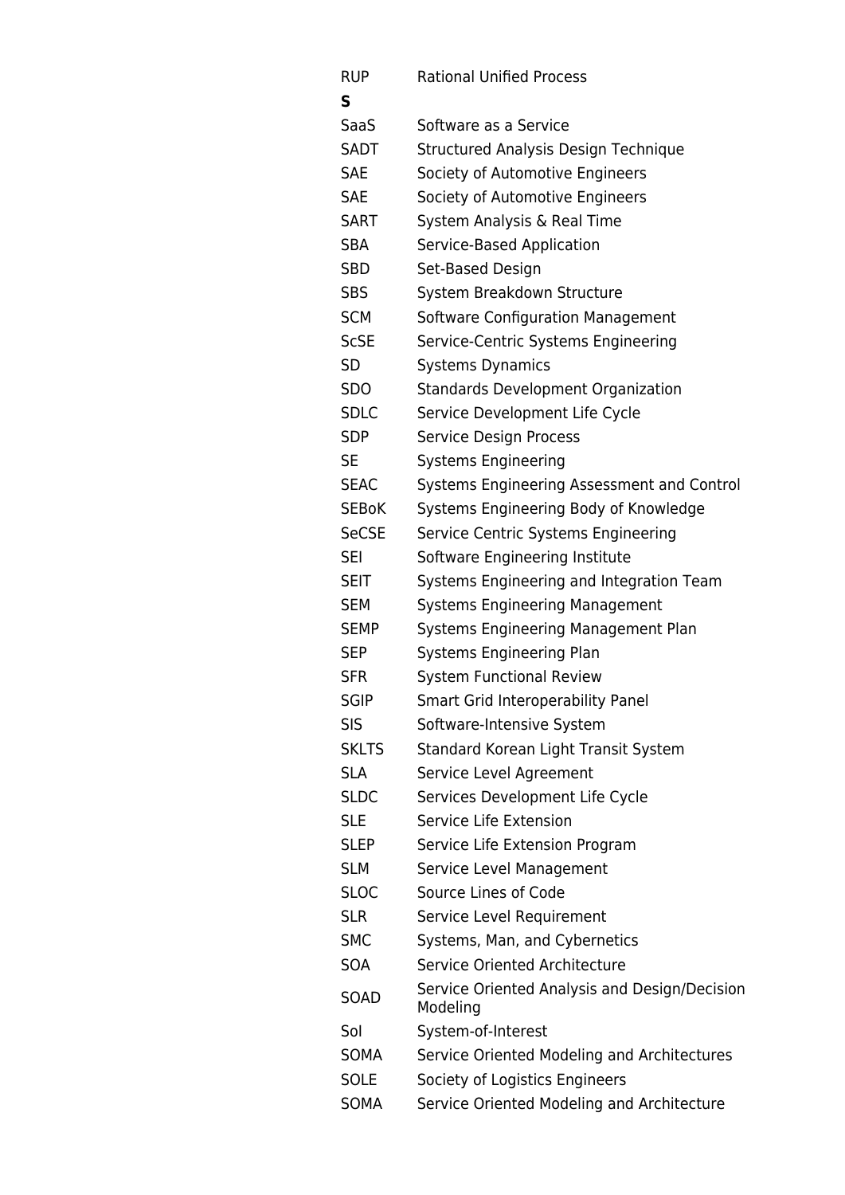| | |
|---|---|
| RUP | Rational Unified Process |
| **S** | |
| SaaS | Software as a Service |
| SADT | Structured Analysis Design Technique |
| SAE | Society of Automotive Engineers |
| SAE | Society of Automotive Engineers |
| SART | System Analysis & Real Time |
| SBA | Service-Based Application |
| SBD | Set-Based Design |
| SBS | System Breakdown Structure |
| SCM | Software Configuration Management |
| ScSE | Service-Centric Systems Engineering |
| SD | Systems Dynamics |
| SDO | Standards Development Organization |
| SDLC | Service Development Life Cycle |
| SDP | Service Design Process |
| SE | Systems Engineering |
| SEAC | Systems Engineering Assessment and Control |
| SEBoK | Systems Engineering Body of Knowledge |
| SeCSE | Service Centric Systems Engineering |
| SEI | Software Engineering Institute |
| SEIT | Systems Engineering and Integration Team |
| SEM | Systems Engineering Management |
| SEMP | Systems Engineering Management Plan |
| SEP | Systems Engineering Plan |
| SFR | System Functional Review |
| SGIP | Smart Grid Interoperability Panel |
| SIS | Software-Intensive System |
| SKLTS | Standard Korean Light Transit System |
| SLA | Service Level Agreement |
| SLDC | Services Development Life Cycle |
| SLE | Service Life Extension |
| SLEP | Service Life Extension Program |
| SLM | Service Level Management |
| SLOC | Source Lines of Code |
| SLR | Service Level Requirement |
| SMC | Systems, Man, and Cybernetics |
| SOA | Service Oriented Architecture |
| SOAD | Service Oriented Analysis and Design/Decision Modeling |
| SoI | System-of-Interest |
| SOMA | Service Oriented Modeling and Architectures |
| SOLE | Society of Logistics Engineers |
| SOMA | Service Oriented Modeling and Architecture |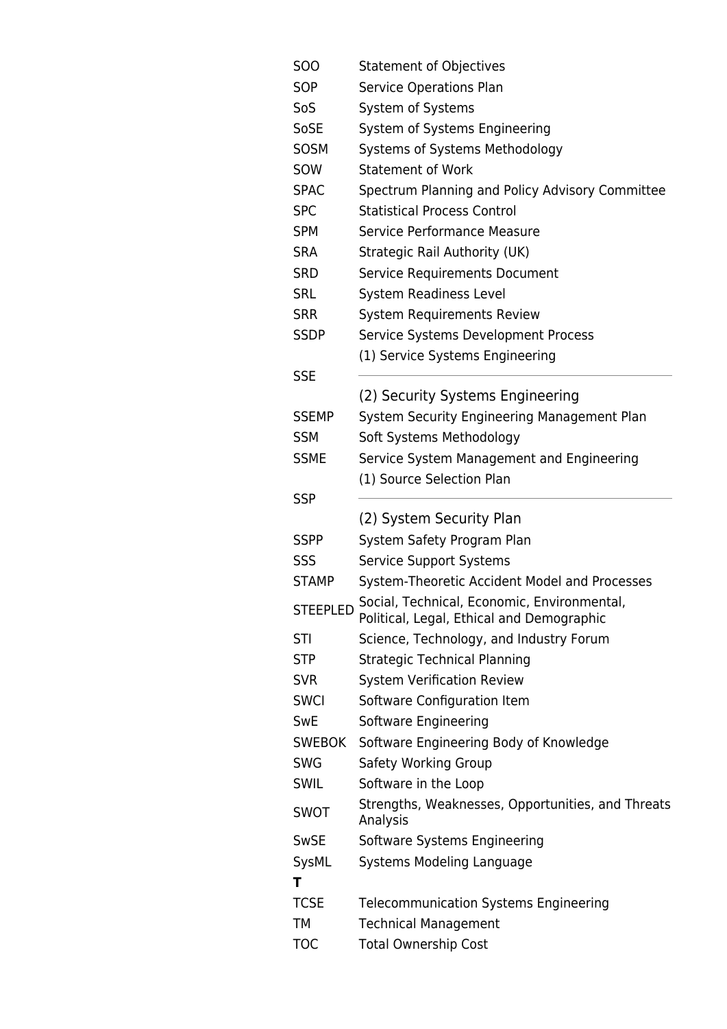| | |
|---|---|
| SOO | Statement of Objectives |
| SOP | Service Operations Plan |
| SoS | System of Systems |
| SoSE | System of Systems Engineering |
| SOSM | Systems of Systems Methodology |
| SOW | Statement of Work |
| SPAC | Spectrum Planning and Policy Advisory Committee |
| SPC | Statistical Process Control |
| SPM | Service Performance Measure |
| SRA | Strategic Rail Authority (UK) |
| SRD | Service Requirements Document |
| SRL | System Readiness Level |
| SRR | System Requirements Review |
| SSDP | Service Systems Development Process |
| SSE | (1) Service Systems Engineering<br>(2) Security Systems Engineering |
| SSEMP | System Security Engineering Management Plan |
| SSM | Soft Systems Methodology |
| SSME | Service System Management and Engineering |
| SSP | (1) Source Selection Plan<br>(2) System Security Plan |
| SSPP | System Safety Program Plan |
| SSS | Service Support Systems |
| STAMP | System-Theoretic Accident Model and Processes |
| STEEPLED | Social, Technical, Economic, Environmental, Political, Legal, Ethical and Demographic |
| STI | Science, Technology, and Industry Forum |
| STP | Strategic Technical Planning |
| SVR | System Verification Review |
| SWCI | Software Configuration Item |
| SwE | Software Engineering |
| SWEBOK | Software Engineering Body of Knowledge |
| SWG | Safety Working Group |
| SWIL | Software in the Loop |
| SWOT | Strengths, Weaknesses, Opportunities, and Threats Analysis |
| SwSE | Software Systems Engineering |
| SysML | Systems Modeling Language |
| **T** | |
| TCSE | Telecommunication Systems Engineering |
| TM | Technical Management |
| TOC | Total Ownership Cost |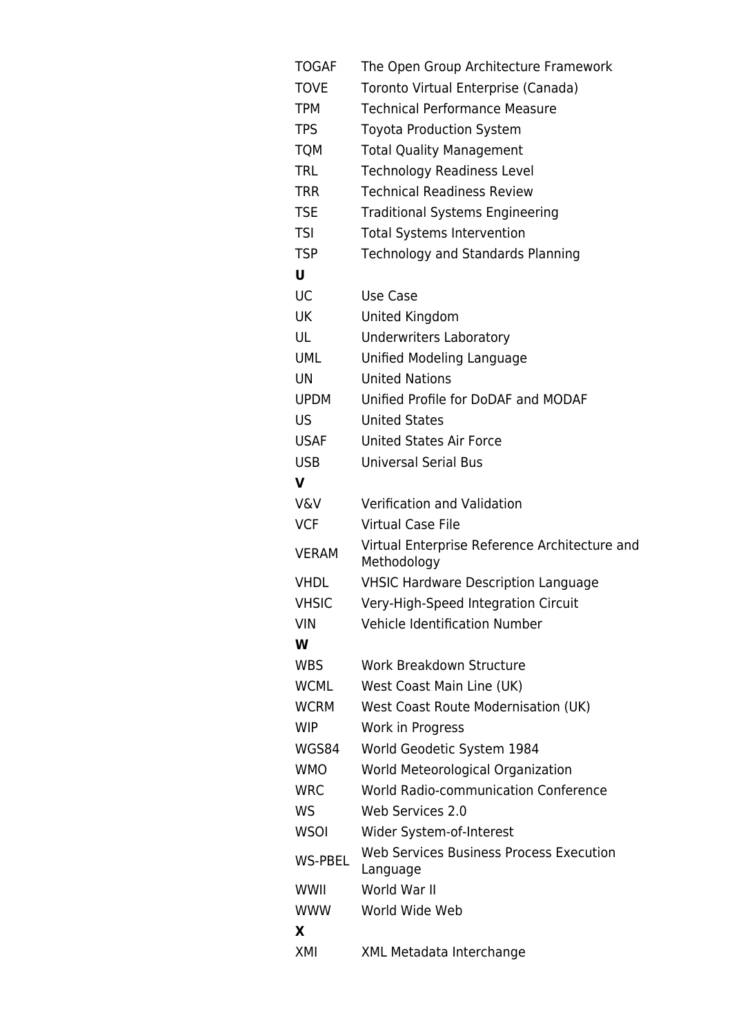| | |
|---|---|
| TOGAF | The Open Group Architecture Framework |
| TOVE | Toronto Virtual Enterprise (Canada) |
| TPM | Technical Performance Measure |
| TPS | Toyota Production System |
| TQM | Total Quality Management |
| TRL | Technology Readiness Level |
| TRR | Technical Readiness Review |
| TSE | Traditional Systems Engineering |
| TSI | Total Systems Intervention |
| TSP | Technology and Standards Planning |
| **U** | |
| UC | Use Case |
| UK | United Kingdom |
| UL | Underwriters Laboratory |
| UML | Unified Modeling Language |
| UN | United Nations |
| UPDM | Unified Profile for DoDAF and MODAF |
| US | United States |
| USAF | United States Air Force |
| USB | Universal Serial Bus |
| **V** | |
| V&V | Verification and Validation |
| VCF | Virtual Case File |
| VERAM | Virtual Enterprise Reference Architecture and Methodology |
| VHDL | VHSIC Hardware Description Language |
| VHSIC | Very-High-Speed Integration Circuit |
| VIN | Vehicle Identification Number |
| **W** | |
| WBS | Work Breakdown Structure |
| WCML | West Coast Main Line (UK) |
| WCRM | West Coast Route Modernisation (UK) |
| WIP | Work in Progress |
| WGS84 | World Geodetic System 1984 |
| WMO | World Meteorological Organization |
| WRC | World Radio-communication Conference |
| WS | Web Services 2.0 |
| WSOI | Wider System-of-Interest |
| WS-PBEL | Web Services Business Process Execution Language |
| WWII | World War II |
| WWW | World Wide Web |
| **X** | |
| XMI | XML Metadata Interchange |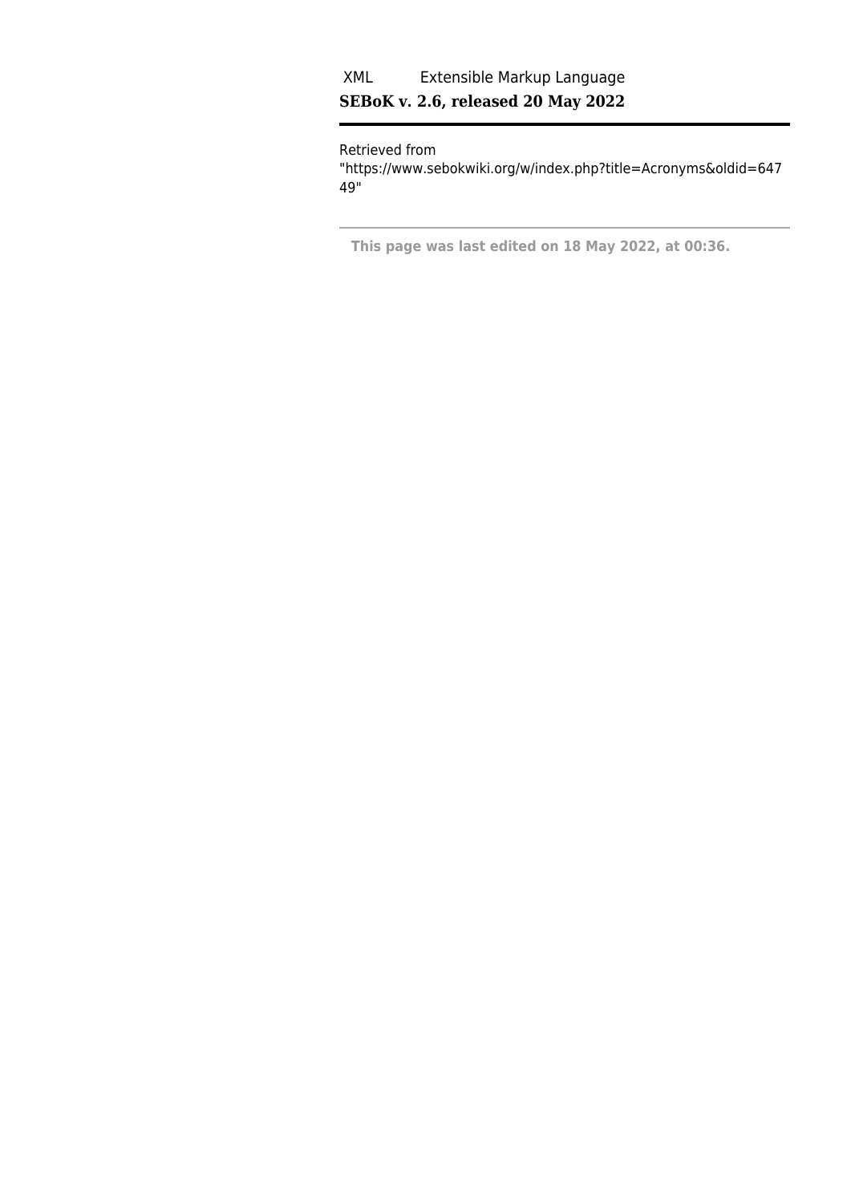| | |
|---|---|
| XML | Extensible Markup Language |

**SEBoK v. 2.6, released 20 May 2022**

Retrieved from "https://www.sebokwiki.org/w/index.php?title=Acronyms&oldid=64749"

**This page was last edited on 18 May 2022, at 00:36.**